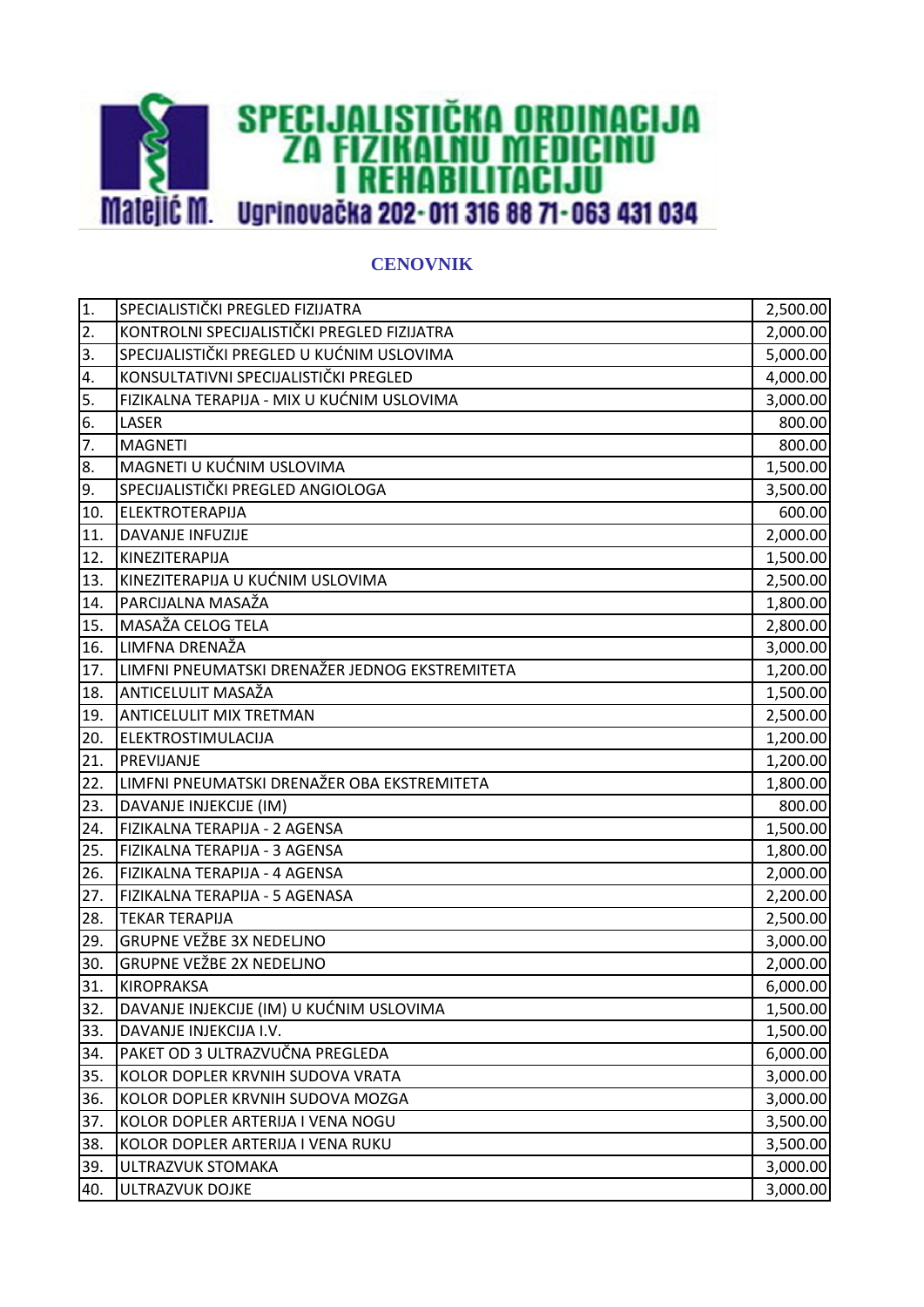**SPECIJALISTIČKA ORDINACIJA ZA FIZIKALNU MEDICINU I REHABILITACIJU**

**Matejić M.** Ugrinovačka 202 - 011 316 88 71 - 063 431 034

## CENOVNIK

| | | |
|---|---|---|
| 1. | SPECIALISTIČKI PREGLED FIZIJATRA | 2,500.00 |
| 2. | KONTROLNI SPECIJALISTIČKI PREGLED FIZIJATRA | 2,000.00 |
| 3. | SPECIJALISTIČKI PREGLED U KUĆNIM USLOVIMA | 5,000.00 |
| 4. | KONSULTATIVNI SPECIJALISTIČKI PREGLED | 4,000.00 |
| 5. | FIZIKALNA TERAPIJA - MIX U KUĆNIM USLOVIMA | 3,000.00 |
| 6. | LASER | 800.00 |
| 7. | MAGNETI | 800.00 |
| 8. | MAGNETI U KUĆNIM USLOVIMA | 1,500.00 |
| 9. | SPECIJALISTIČKI PREGLED ANGIOLOGA | 3,500.00 |
| 10. | ELEKTROTERAPIJA | 600.00 |
| 11. | DAVANJE INFUZIJE | 2,000.00 |
| 12. | KINEZITERAPIJA | 1,500.00 |
| 13. | KINEZITERAPIJA U KUĆNIM USLOVIMA | 2,500.00 |
| 14. | PARCIJALNA MASAŽA | 1,800.00 |
| 15. | MASAŽA CELOG TELA | 2,800.00 |
| 16. | LIMFNA DRENAŽA | 3,000.00 |
| 17. | LIMFNI PNEUMATSKI DRENAŽER JEDNOG EKSTREMITETA | 1,200.00 |
| 18. | ANTICELULIT MASAŽA | 1,500.00 |
| 19. | ANTICELULIT MIX TRETMAN | 2,500.00 |
| 20. | ELEKTROSTIMULACIJA | 1,200.00 |
| 21. | PREVIJANJE | 1,200.00 |
| 22. | LIMFNI PNEUMATSKI DRENAŽER OBA EKSTREMITETA | 1,800.00 |
| 23. | DAVANJE INJEKCIJE (IM) | 800.00 |
| 24. | FIZIKALNA TERAPIJA - 2 AGENSA | 1,500.00 |
| 25. | FIZIKALNA TERAPIJA - 3 AGENSA | 1,800.00 |
| 26. | FIZIKALNA TERAPIJA - 4 AGENSA | 2,000.00 |
| 27. | FIZIKALNA TERAPIJA - 5 AGENASA | 2,200.00 |
| 28. | TEKAR TERAPIJA | 2,500.00 |
| 29. | GRUPNE VEŽBE 3X NEDELJNO | 3,000.00 |
| 30. | GRUPNE VEŽBE 2X NEDELJNO | 2,000.00 |
| 31. | KIROPRAKSA | 6,000.00 |
| 32. | DAVANJE INJEKCIJE (IM) U KUĆNIM USLOVIMA | 1,500.00 |
| 33. | DAVANJE INJEKCIJA I.V. | 1,500.00 |
| 34. | PAKET OD 3 ULTRAZVUČNA PREGLEDA | 6,000.00 |
| 35. | KOLOR DOPLER KRVNIH SUDOVA VRATA | 3,000.00 |
| 36. | KOLOR DOPLER KRVNIH SUDOVA MOZGA | 3,000.00 |
| 37. | KOLOR DOPLER ARTERIJA I VENA NOGU | 3,500.00 |
| 38. | KOLOR DOPLER ARTERIJA I VENA RUKU | 3,500.00 |
| 39. | ULTRAZVUK STOMAKA | 3,000.00 |
| 40. | ULTRAZVUK DOJKE | 3,000.00 |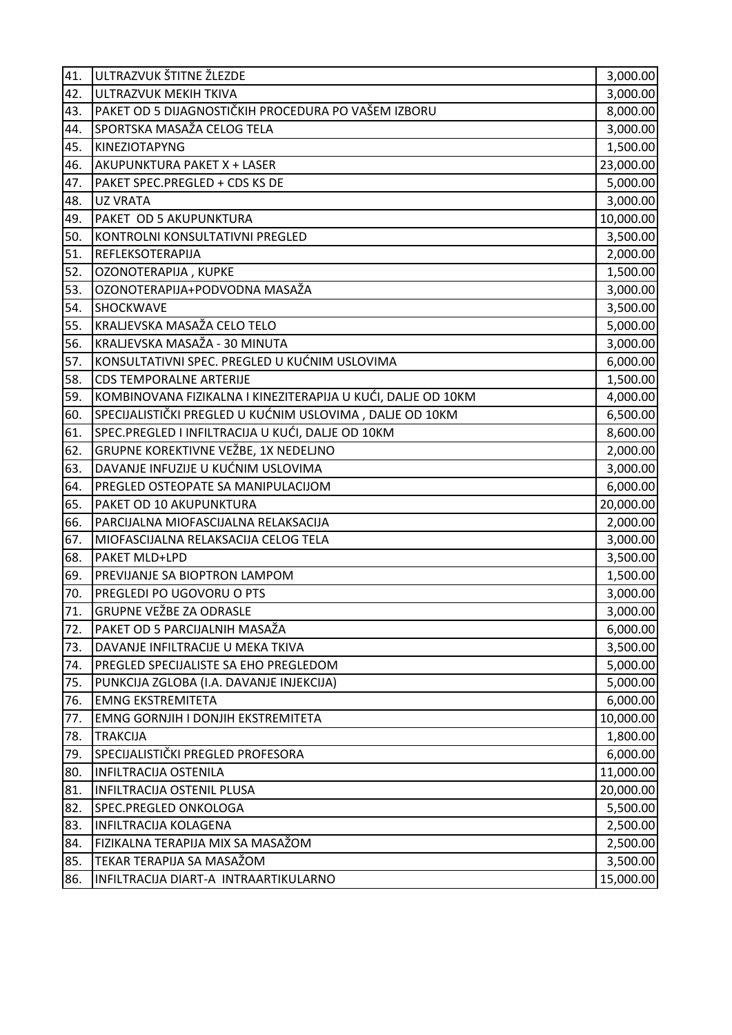| | | |
|---|---|---|
| 41. | ULTRAZVUK ŠTITNE ŽLEZDE | 3,000.00 |
| 42. | ULTRAZVUK MEKIH TKIVA | 3,000.00 |
| 43. | PAKET OD 5 DIJAGNOSTIČKIH PROCEDURA PO VAŠEM IZBORU | 8,000.00 |
| 44. | SPORTSKA MASAŽA CELOG TELA | 3,000.00 |
| 45. | KINEZIOTAPYNG | 1,500.00 |
| 46. | AKUPUNKTURA PAKET X + LASER | 23,000.00 |
| 47. | PAKET SPEC.PREGLED + CDS KS DE | 5,000.00 |
| 48. | UZ VRATA | 3,000.00 |
| 49. | PAKET OD 5 AKUPUNKTURA | 10,000.00 |
| 50. | KONTROLNI KONSULTATIVNI PREGLED | 3,500.00 |
| 51. | REFLEKSOTERAPIJA | 2,000.00 |
| 52. | OZONOTERAPIJA , KUPKE | 1,500.00 |
| 53. | OZONOTERAPIJA+PODVODNA MASAŽA | 3,000.00 |
| 54. | SHOCKWAVE | 3,500.00 |
| 55. | KRALJEVSKA MASAŽA CELO TELO | 5,000.00 |
| 56. | KRALJEVSKA MASAŽA - 30 MINUTA | 3,000.00 |
| 57. | KONSULTATIVNI SPEC. PREGLED U KUĆNIM USLOVIMA | 6,000.00 |
| 58. | CDS TEMPORALNE ARTERIJE | 1,500.00 |
| 59. | KOMBINOVANA FIZIKALNA I KINEZITERAPIJA U KUĆI, DALJE OD 10KM | 4,000.00 |
| 60. | SPECIJALISTIČKI PREGLED U KUĆNIM USLOVIMA , DALJE OD 10KM | 6,500.00 |
| 61. | SPEC.PREGLED I INFILTRACIJA U KUĆI, DALJE OD 10KM | 8,600.00 |
| 62. | GRUPNE KOREKTIVNE VEŽBE, 1X NEDELJNO | 2,000.00 |
| 63. | DAVANJE INFUZIJE U KUĆNIM USLOVIMA | 3,000.00 |
| 64. | PREGLED OSTEOPATE SA MANIPULACIJOM | 6,000.00 |
| 65. | PAKET OD 10 AKUPUNKTURA | 20,000.00 |
| 66. | PARCIJALNA MIOFASCIJALNA RELAKSACIJA | 2,000.00 |
| 67. | MIOFASCIJALNA RELAKSACIJA CELOG TELA | 3,000.00 |
| 68. | PAKET MLD+LPD | 3,500.00 |
| 69. | PREVIJANJE SA BIOPTRON LAMPOM | 1,500.00 |
| 70. | PREGLEDI PO UGOVORU O PTS | 3,000.00 |
| 71. | GRUPNE VEŽBE ZA ODRASLE | 3,000.00 |
| 72. | PAKET OD 5 PARCIJALNIH MASAŽA | 6,000.00 |
| 73. | DAVANJE INFILTRACIJE U MEKA TKIVA | 3,500.00 |
| 74. | PREGLED SPECIJALISTE SA EHO PREGLEDOM | 5,000.00 |
| 75. | PUNKCIJA ZGLOBA (I.A. DAVANJE INJEKCIJA) | 5,000.00 |
| 76. | EMNG EKSTREMITETA | 6,000.00 |
| 77. | EMNG GORNJIH I DONJIH EKSTREMITETA | 10,000.00 |
| 78. | TRAKCIJA | 1,800.00 |
| 79. | SPECIJALISTIČKI PREGLED PROFESORA | 6,000.00 |
| 80. | INFILTRACIJA OSTENILA | 11,000.00 |
| 81. | INFILTRACIJA OSTENIL PLUSA | 20,000.00 |
| 82. | SPEC.PREGLED ONKOLOGA | 5,500.00 |
| 83. | INFILTRACIJA KOLAGENA | 2,500.00 |
| 84. | FIZIKALNA TERAPIJA MIX SA MASAŽOM | 2,500.00 |
| 85. | TEKAR TERAPIJA SA MASAŽOM | 3,500.00 |
| 86. | INFILTRACIJA DIART-A INTRAARTIKULARNO | 15,000.00 |